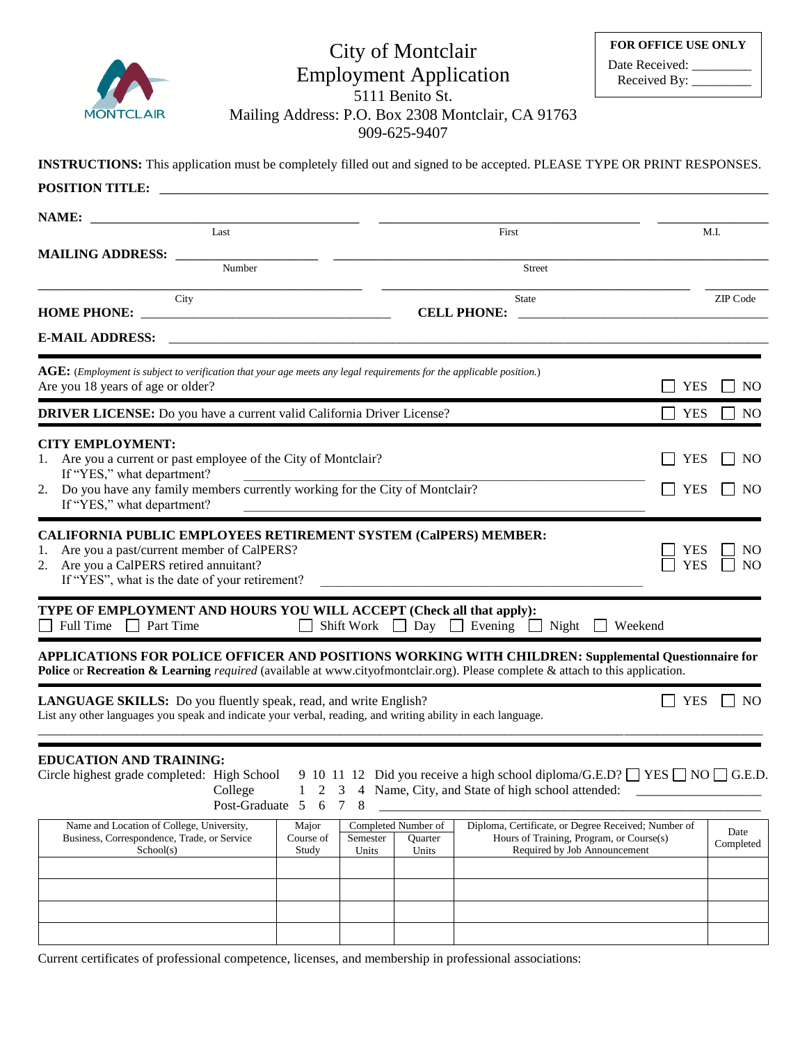MONTCLAIR

# City of Montclair
## Employment Application

5111 Benito St.
Mailing Address: P.O. Box 2308 Montclair, CA 91763
909-625-9407

**FOR OFFICE USE ONLY**
Date Received: _________
Received By: _________

**INSTRUCTIONS:** This application must be completely filled out and signed to be accepted. PLEASE TYPE OR PRINT RESPONSES.

**POSITION TITLE:** ____________________________________________

**NAME:** ____________________ ____________________ __________
Last First M.I.

**MAILING ADDRESS:** __________ ______________________________
Number Street

____________________ ____________________ __________
City State ZIP Code

**HOME PHONE:** ____________________ **CELL PHONE:** ____________________

**E-MAIL ADDRESS:** ____________________________________________

---

**AGE:** (*Employment is subject to verification that your age meets any legal requirements for the applicable position.*)
Are you 18 years of age or older? ☐ YES ☐ NO

---

**DRIVER LICENSE:** Do you have a current valid California Driver License? ☐ YES ☐ NO

---

**CITY EMPLOYMENT:**

1. Are you a current or past employee of the City of Montclair? ☐ YES ☐ NO
   If "YES," what department? ____________________
2. Do you have any family members currently working for the City of Montclair? ☐ YES ☐ NO
   If "YES," what department? ____________________

---

**CALIFORNIA PUBLIC EMPLOYEES RETIREMENT SYSTEM (CalPERS) MEMBER:**

1. Are you a past/current member of CalPERS? ☐ YES ☐ NO
2. Are you a CalPERS retired annuitant? ☐ YES ☐ NO
   If "YES", what is the date of your retirement? ____________________

---

**TYPE OF EMPLOYMENT AND HOURS YOU WILL ACCEPT (Check all that apply):**
☐ Full Time ☐ Part Time ☐ Shift Work ☐ Day ☐ Evening ☐ Night ☐ Weekend

---

**APPLICATIONS FOR POLICE OFFICER AND POSITIONS WORKING WITH CHILDREN: Supplemental Questionnaire for Police or Recreation & Learning** *required* (available at www.cityofmontclair.org). Please complete & attach to this application.

---

**LANGUAGE SKILLS:** Do you fluently speak, read, and write English? ☐ YES ☐ NO
List any other languages you speak and indicate your verbal, reading, and writing ability in each language.

____________________________________________

---

**EDUCATION AND TRAINING:**

Circle highest grade completed: High School 9 10 11 12 Did you receive a high school diploma/G.E.D? ☐ YES ☐ NO ☐ G.E.D.
College 1 2 3 4 Name, City, and State of high school attended: ____________________
Post-Graduate 5 6 7 8 ____________________

| Name and Location of College, University, Business, Correspondence, Trade, or Service School(s) | Major Course of Study | Completed Number of Semester Units | Completed Number of Quarter Units | Diploma, Certificate, or Degree Received; Number of Hours of Training, Program, or Course(s) Required by Job Announcement | Date Completed |
|---|---|---|---|---|---|
| | | | | | |
| | | | | | |
| | | | | | |
| | | | | | |

Current certificates of professional competence, licenses, and membership in professional associations: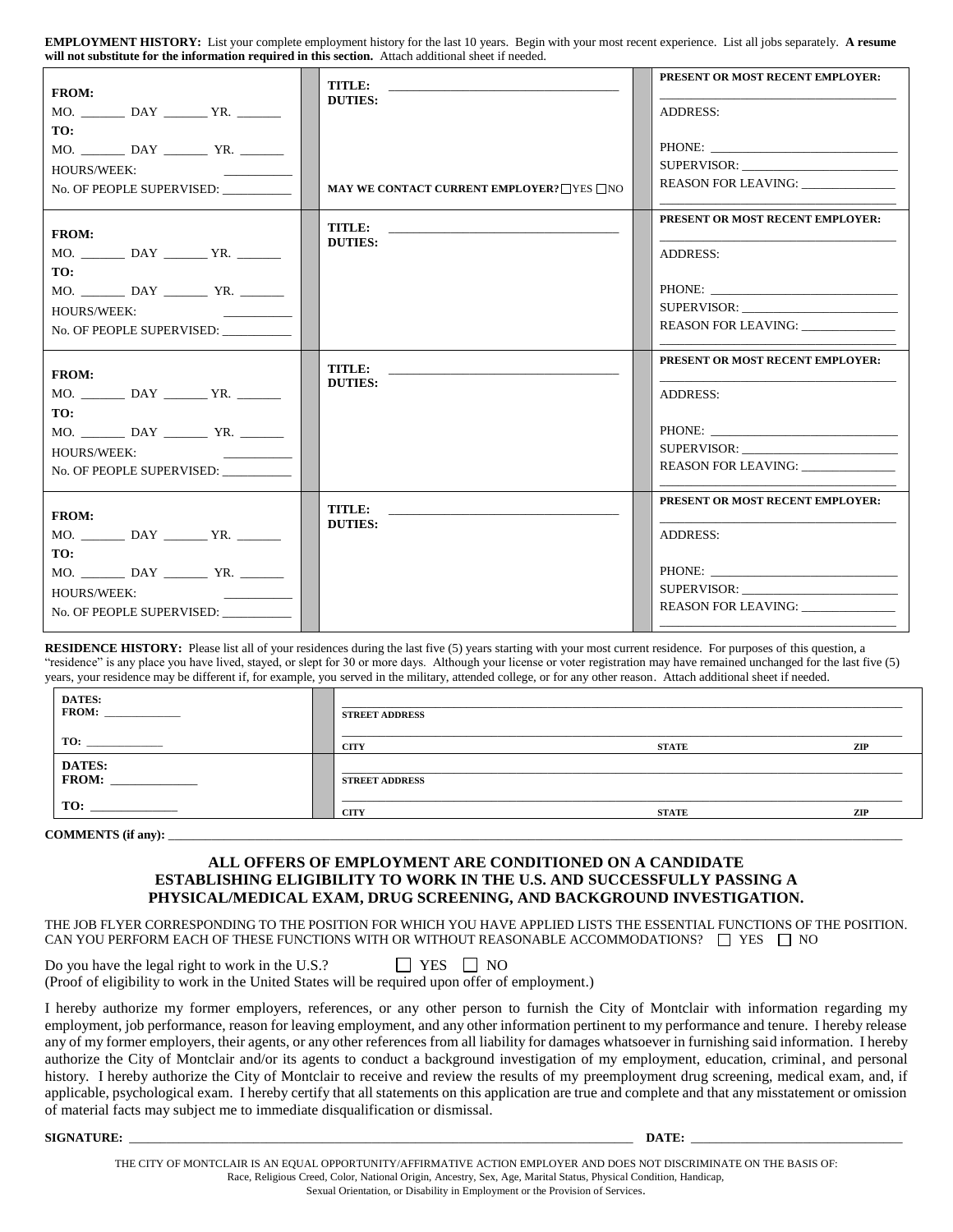**EMPLOYMENT HISTORY:** List your complete employment history for the last 10 years. Begin with your most recent experience. List all jobs separately. **A resume will not substitute for the information required in this section.** Attach additional sheet if needed.

| | | |
|---|---|---|
| **FROM:**<br>MO. _______ DAY _______ YR. _______<br>**TO:**<br>MO. _______ DAY _______ YR. _______<br>HOURS/WEEK: __________<br>No. OF PEOPLE SUPERVISED: __________ | **TITLE:** ________________________________<br>**DUTIES:**<br><br>**MAY WE CONTACT CURRENT EMPLOYER?** ☐ YES ☐ NO | **PRESENT OR MOST RECENT EMPLOYER:**<br>________________________________<br>ADDRESS:<br><br>PHONE: ________________________<br>SUPERVISOR: ____________________<br>REASON FOR LEAVING: ____________<br>________________________________ |
| **FROM:**<br>MO. _______ DAY _______ YR. _______<br>**TO:**<br>MO. _______ DAY _______ YR. _______<br>HOURS/WEEK: __________<br>No. OF PEOPLE SUPERVISED: __________ | **TITLE:** ________________________________<br>**DUTIES:** | **PRESENT OR MOST RECENT EMPLOYER:**<br>________________________________<br>ADDRESS:<br><br>PHONE: ________________________<br>SUPERVISOR: ____________________<br>REASON FOR LEAVING: ____________<br>________________________________ |
| **FROM:**<br>MO. _______ DAY _______ YR. _______<br>**TO:**<br>MO. _______ DAY _______ YR. _______<br>HOURS/WEEK: __________<br>No. OF PEOPLE SUPERVISED: __________ | **TITLE:** ________________________________<br>**DUTIES:** | **PRESENT OR MOST RECENT EMPLOYER:**<br>________________________________<br>ADDRESS:<br><br>PHONE: ________________________<br>SUPERVISOR: ____________________<br>REASON FOR LEAVING: ____________<br>________________________________ |
| **FROM:**<br>MO. _______ DAY _______ YR. _______<br>**TO:**<br>MO. _______ DAY _______ YR. _______<br>HOURS/WEEK: __________<br>No. OF PEOPLE SUPERVISED: __________ | **TITLE:** ________________________________<br>**DUTIES:** | **PRESENT OR MOST RECENT EMPLOYER:**<br>________________________________<br>ADDRESS:<br><br>PHONE: ________________________<br>SUPERVISOR: ____________________<br>REASON FOR LEAVING: ____________<br>________________________________ |

**RESIDENCE HISTORY:** Please list all of your residences during the last five (5) years starting with your most current residence. For purposes of this question, a "residence" is any place you have lived, stayed, or slept for 30 or more days. Although your license or voter registration may have remained unchanged for the last five (5) years, your residence may be different if, for example, you served in the military, attended college, or for any other reason. Attach additional sheet if needed.

| | | | |
|---|---|---|---|
| **DATES:**<br>**FROM:** ____________<br><br>**TO:** ____________ | **STREET ADDRESS**<br><br>**CITY** | <br><br>**STATE** | <br><br>**ZIP** |
| **DATES:**<br>**FROM:** ____________<br><br>**TO:** ____________ | **STREET ADDRESS**<br><br>**CITY** | <br><br>**STATE** | <br><br>**ZIP** |

**COMMENTS (if any):** ______________________________________________________________________

**ALL OFFERS OF EMPLOYMENT ARE CONDITIONED ON A CANDIDATE ESTABLISHING ELIGIBILITY TO WORK IN THE U.S. AND SUCCESSFULLY PASSING A PHYSICAL/MEDICAL EXAM, DRUG SCREENING, AND BACKGROUND INVESTIGATION.**

THE JOB FLYER CORRESPONDING TO THE POSITION FOR WHICH YOU HAVE APPLIED LISTS THE ESSENTIAL FUNCTIONS OF THE POSITION. CAN YOU PERFORM EACH OF THESE FUNCTIONS WITH OR WITHOUT REASONABLE ACCOMMODATIONS? ☐ YES ☐ NO

Do you have the legal right to work in the U.S.? ☐ YES ☐ NO
(Proof of eligibility to work in the United States will be required upon offer of employment.)

I hereby authorize my former employers, references, or any other person to furnish the City of Montclair with information regarding my employment, job performance, reason for leaving employment, and any other information pertinent to my performance and tenure. I hereby release any of my former employers, their agents, or any other references from all liability for damages whatsoever in furnishing said information. I hereby authorize the City of Montclair and/or its agents to conduct a background investigation of my employment, education, criminal, and personal history. I hereby authorize the City of Montclair to receive and review the results of my preemployment drug screening, medical exam, and, if applicable, psychological exam. I hereby certify that all statements on this application are true and complete and that any misstatement or omission of material facts may subject me to immediate disqualification or dismissal.

**SIGNATURE:** ________________________________________________ **DATE:** ____________________

THE CITY OF MONTCLAIR IS AN EQUAL OPPORTUNITY/AFFIRMATIVE ACTION EMPLOYER AND DOES NOT DISCRIMINATE ON THE BASIS OF: Race, Religious Creed, Color, National Origin, Ancestry, Sex, Age, Marital Status, Physical Condition, Handicap, Sexual Orientation, or Disability in Employment or the Provision of Services.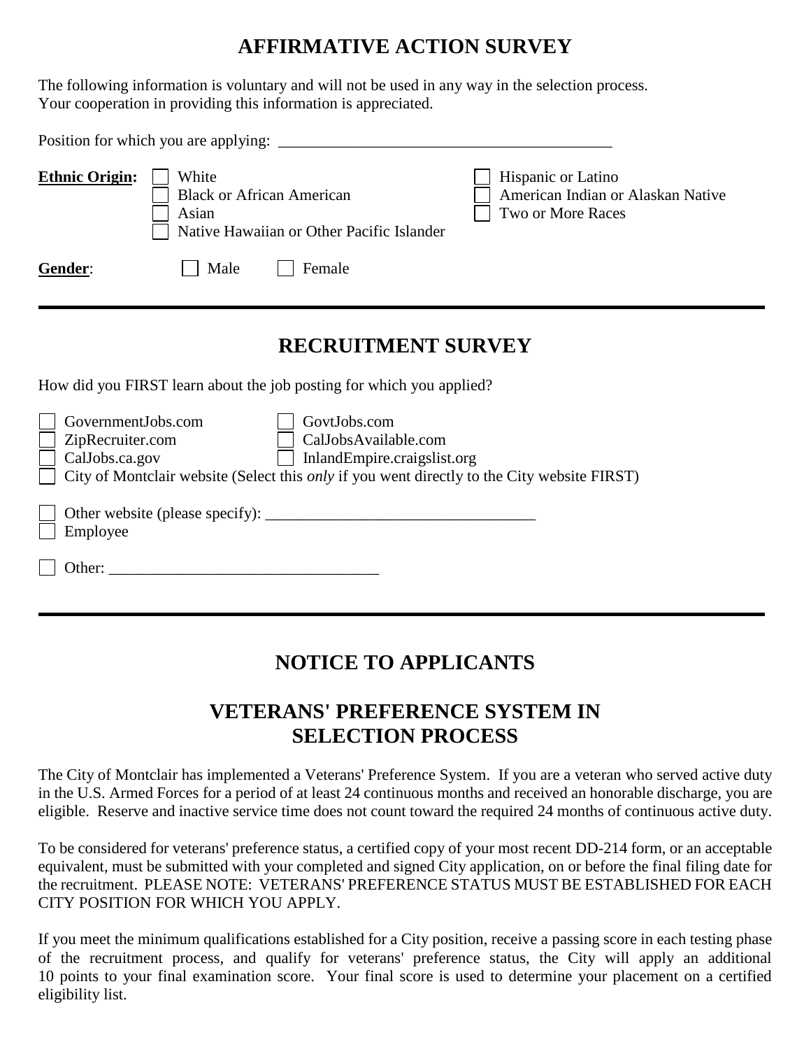# AFFIRMATIVE ACTION SURVEY

The following information is voluntary and will not be used in any way in the selection process. Your cooperation in providing this information is appreciated.

Position for which you are applying: ___________________________________________

**Ethnic Origin:**

- ☐ White
- ☐ Black or African American
- ☐ Asian
- ☐ Native Hawaiian or Other Pacific Islander
- ☐ Hispanic or Latino
- ☐ American Indian or Alaskan Native
- ☐ Two or More Races

**Gender**: ☐ Male ☐ Female

---

# RECRUITMENT SURVEY

How did you FIRST learn about the job posting for which you applied?

- ☐ GovernmentJobs.com
- ☐ GovtJobs.com
- ☐ ZipRecruiter.com
- ☐ CalJobsAvailable.com
- ☐ CalJobs.ca.gov
- ☐ InlandEmpire.craigslist.org
- ☐ City of Montclair website (Select this *only* if you went directly to the City website FIRST)

- ☐ Other website (please specify): ________________________________
- ☐ Employee

- ☐ Other: ________________________________

---

# NOTICE TO APPLICANTS

## VETERANS' PREFERENCE SYSTEM IN SELECTION PROCESS

The City of Montclair has implemented a Veterans' Preference System. If you are a veteran who served active duty in the U.S. Armed Forces for a period of at least 24 continuous months and received an honorable discharge, you are eligible. Reserve and inactive service time does not count toward the required 24 months of continuous active duty.

To be considered for veterans' preference status, a certified copy of your most recent DD-214 form, or an acceptable equivalent, must be submitted with your completed and signed City application, on or before the final filing date for the recruitment. PLEASE NOTE: VETERANS' PREFERENCE STATUS MUST BE ESTABLISHED FOR EACH CITY POSITION FOR WHICH YOU APPLY.

If you meet the minimum qualifications established for a City position, receive a passing score in each testing phase of the recruitment process, and qualify for veterans' preference status, the City will apply an additional 10 points to your final examination score. Your final score is used to determine your placement on a certified eligibility list.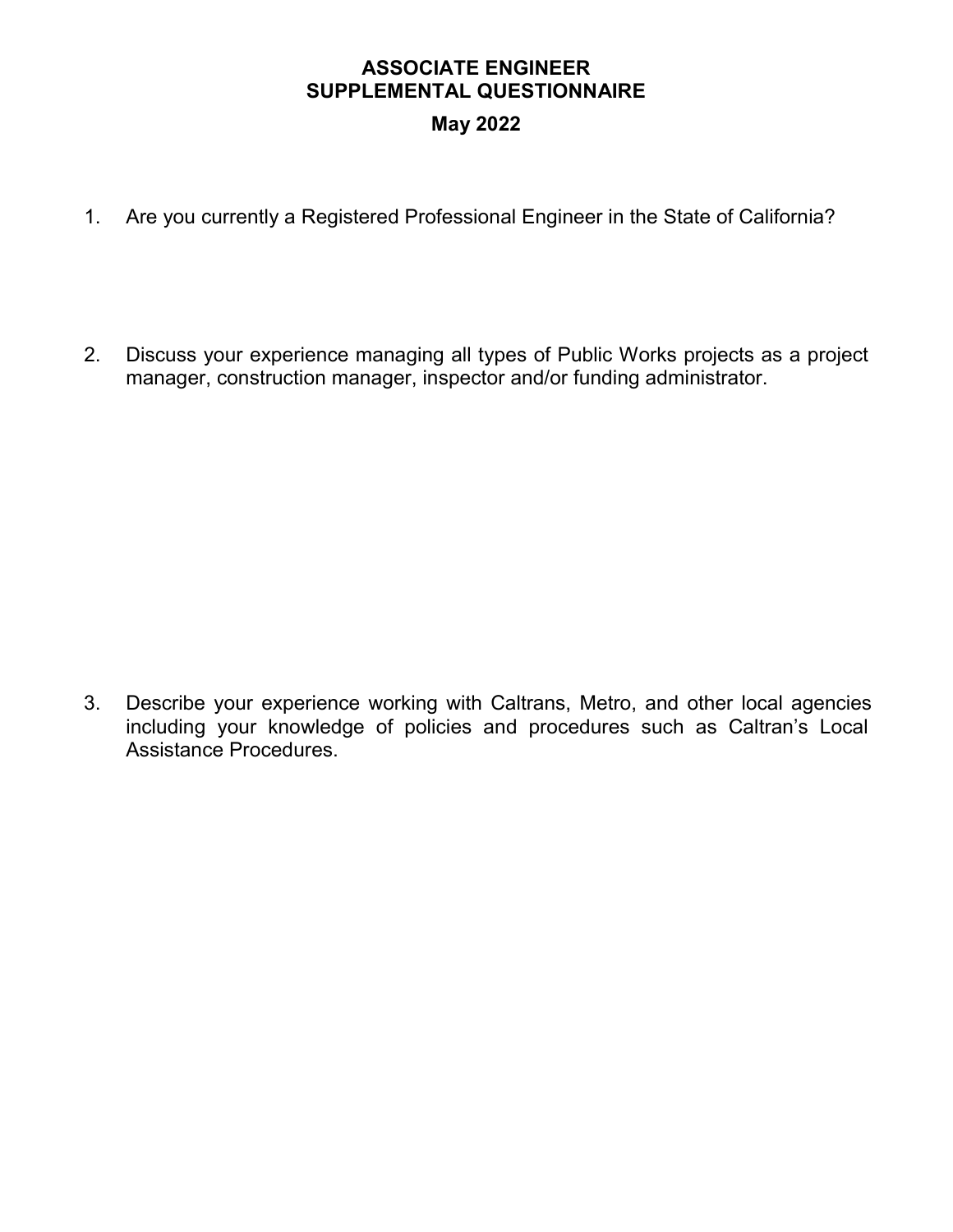# ASSOCIATE ENGINEER
# SUPPLEMENTAL QUESTIONNAIRE

## May 2022

1. Are you currently a Registered Professional Engineer in the State of California?

2. Discuss your experience managing all types of Public Works projects as a project manager, construction manager, inspector and/or funding administrator.

3. Describe your experience working with Caltrans, Metro, and other local agencies including your knowledge of policies and procedures such as Caltran's Local Assistance Procedures.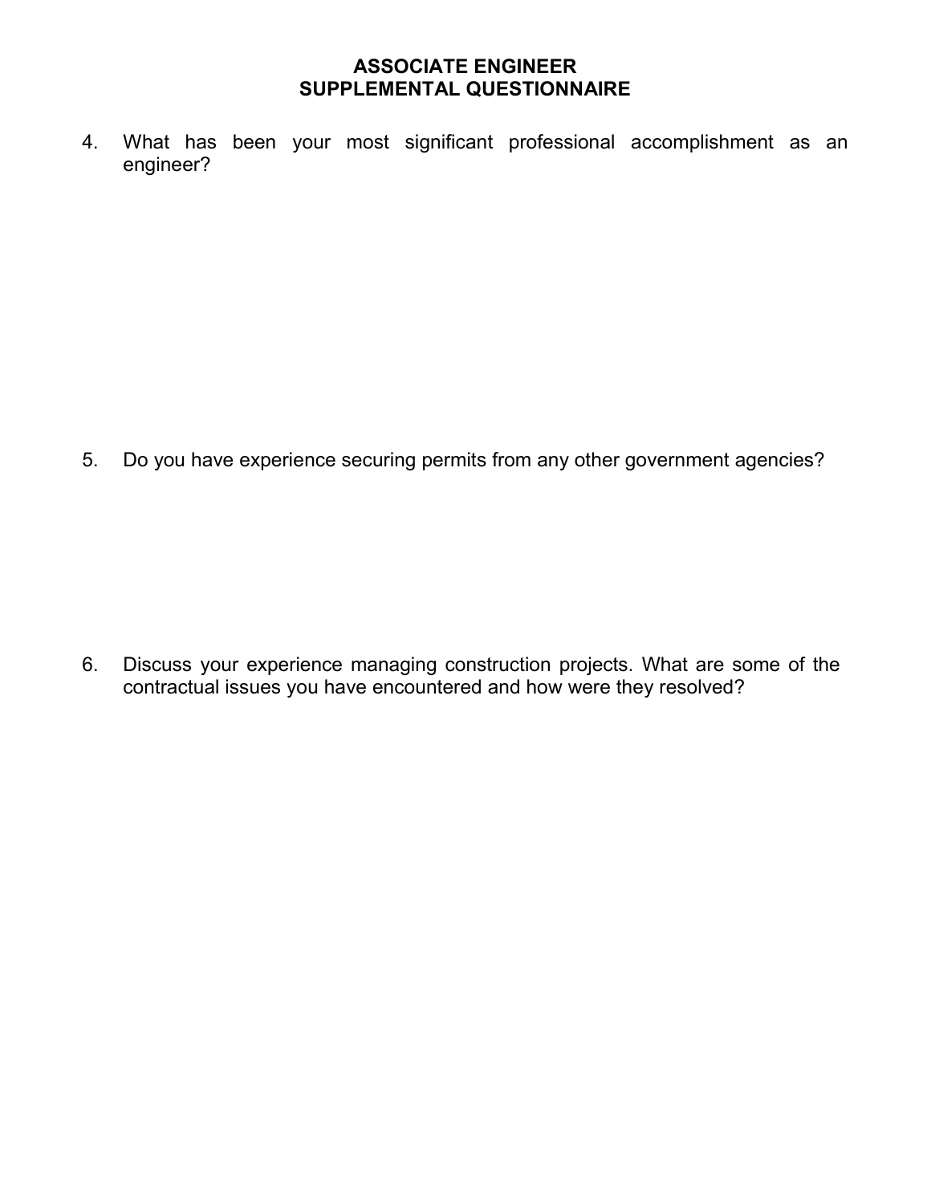# ASSOCIATE ENGINEER
# SUPPLEMENTAL QUESTIONNAIRE

4. What has been your most significant professional accomplishment as an engineer?

5. Do you have experience securing permits from any other government agencies?

6. Discuss your experience managing construction projects. What are some of the contractual issues you have encountered and how were they resolved?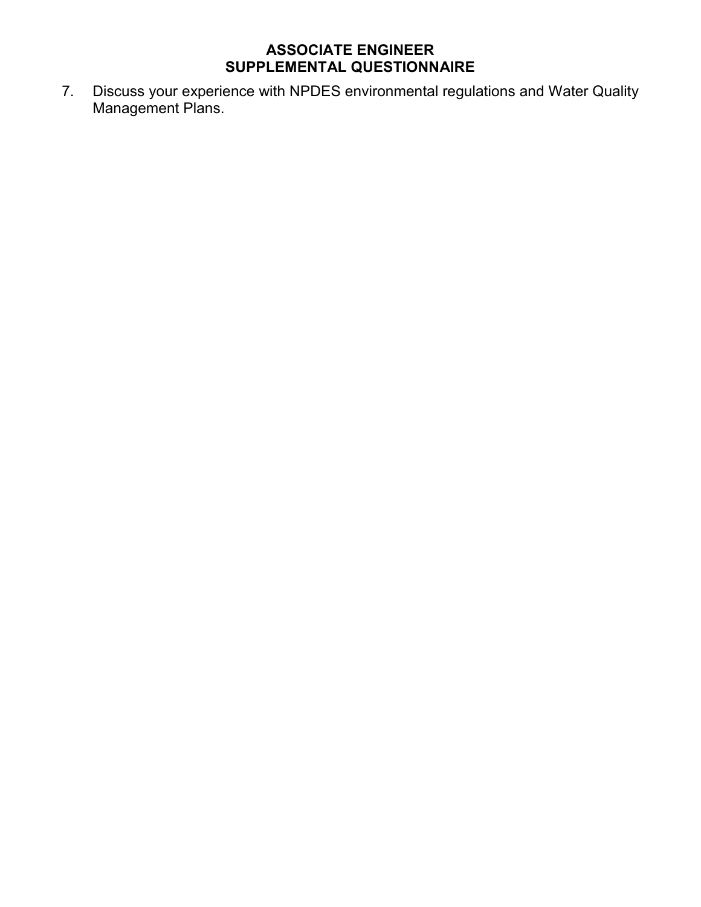**ASSOCIATE ENGINEER**
**SUPPLEMENTAL QUESTIONNAIRE**

7. Discuss your experience with NPDES environmental regulations and Water Quality Management Plans.